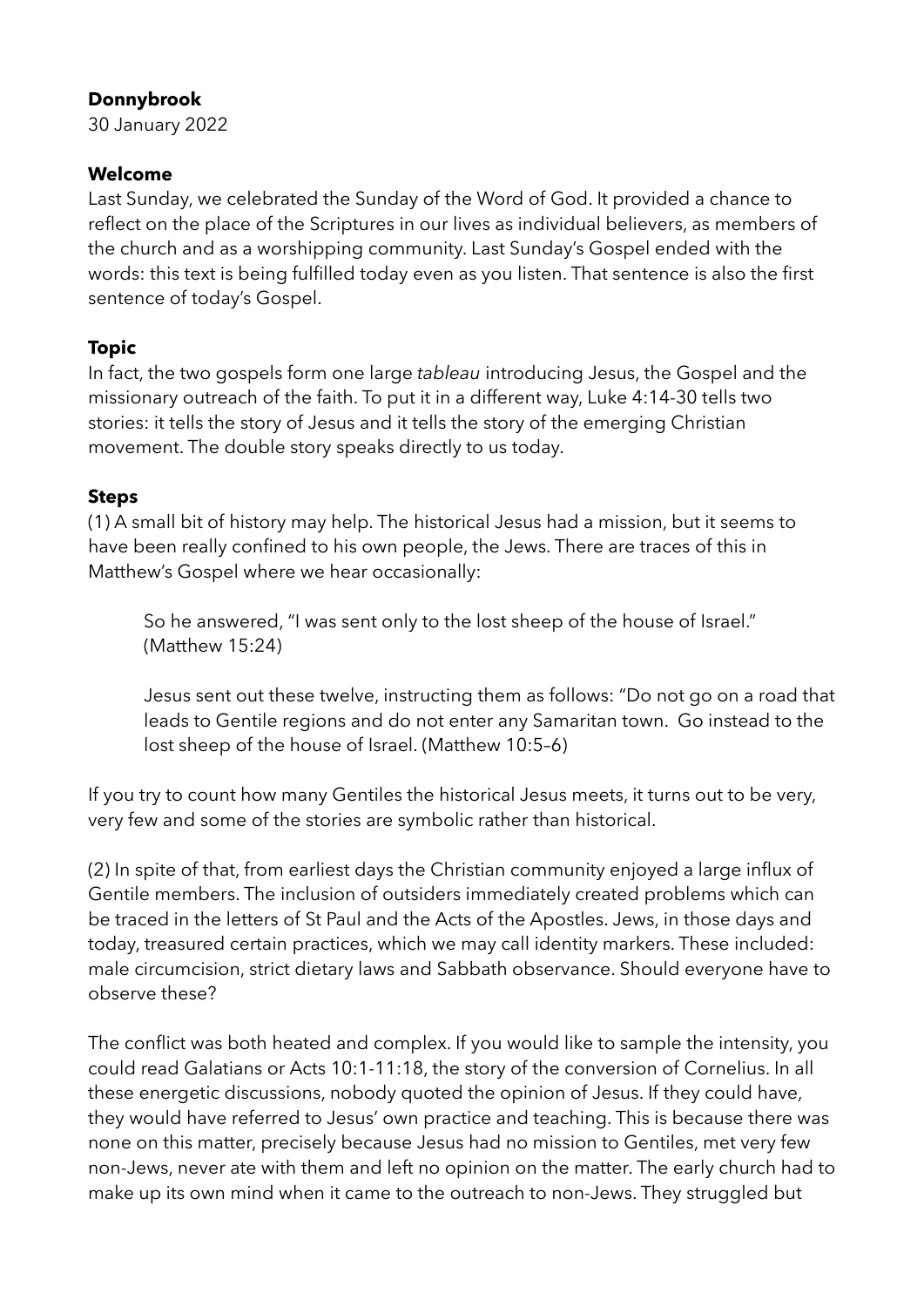**Donnybrook**

30 January 2022

**Welcome**

Last Sunday, we celebrated the Sunday of the Word of God. It provided a chance to reflect on the place of the Scriptures in our lives as individual believers, as members of the church and as a worshipping community. Last Sunday's Gospel ended with the words: this text is being fulfilled today even as you listen. That sentence is also the first sentence of today's Gospel.

**Topic**

In fact, the two gospels form one large *tableau* introducing Jesus, the Gospel and the missionary outreach of the faith. To put it in a different way, Luke 4:14-30 tells two stories: it tells the story of Jesus and it tells the story of the emerging Christian movement. The double story speaks directly to us today.

**Steps**

(1) A small bit of history may help. The historical Jesus had a mission, but it seems to have been really confined to his own people, the Jews. There are traces of this in Matthew's Gospel where we hear occasionally:

> So he answered, "I was sent only to the lost sheep of the house of Israel." (Matthew 15:24)
>
> Jesus sent out these twelve, instructing them as follows: "Do not go on a road that leads to Gentile regions and do not enter any Samaritan town. Go instead to the lost sheep of the house of Israel. (Matthew 10:5–6)

If you try to count how many Gentiles the historical Jesus meets, it turns out to be very, very few and some of the stories are symbolic rather than historical.

(2) In spite of that, from earliest days the Christian community enjoyed a large influx of Gentile members. The inclusion of outsiders immediately created problems which can be traced in the letters of St Paul and the Acts of the Apostles. Jews, in those days and today, treasured certain practices, which we may call identity markers. These included: male circumcision, strict dietary laws and Sabbath observance. Should everyone have to observe these?

The conflict was both heated and complex. If you would like to sample the intensity, you could read Galatians or Acts 10:1-11:18, the story of the conversion of Cornelius. In all these energetic discussions, nobody quoted the opinion of Jesus. If they could have, they would have referred to Jesus' own practice and teaching. This is because there was none on this matter, precisely because Jesus had no mission to Gentiles, met very few non-Jews, never ate with them and left no opinion on the matter. The early church had to make up its own mind when it came to the outreach to non-Jews. They struggled but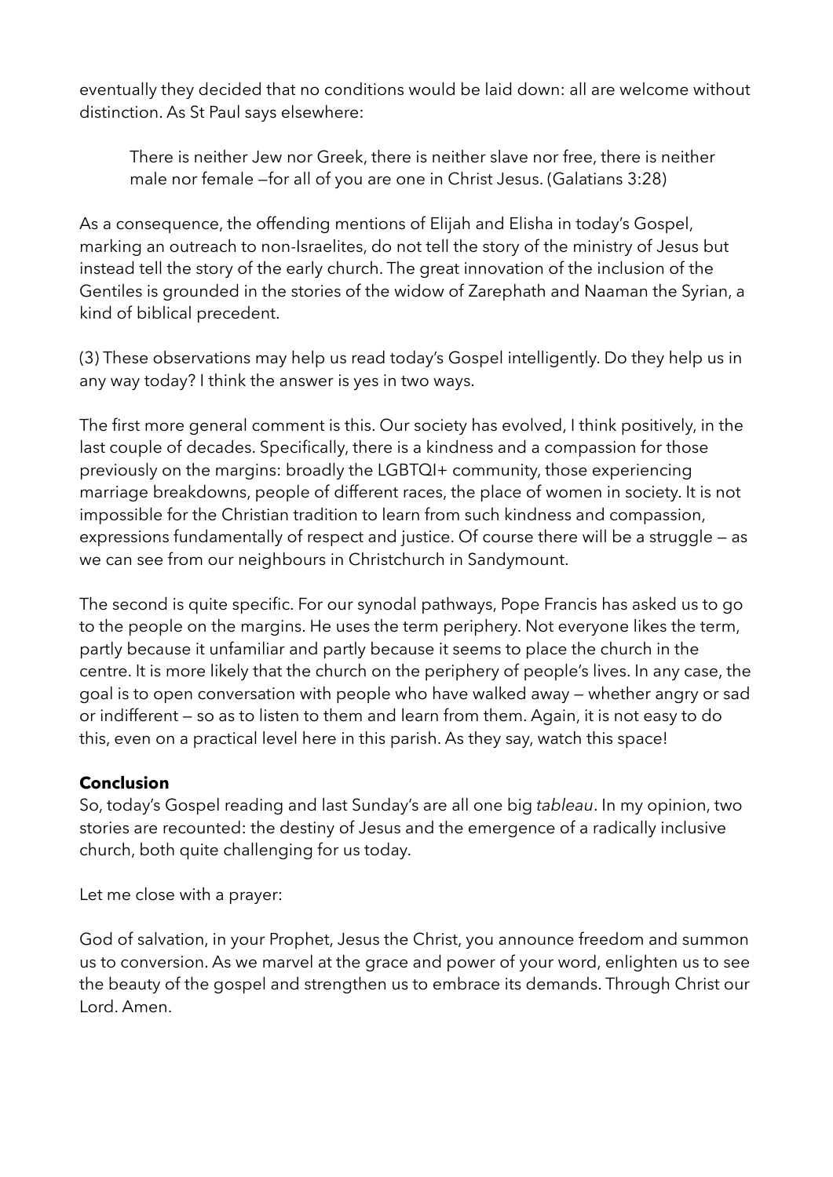eventually they decided that no conditions would be laid down: all are welcome without distinction. As St Paul says elsewhere:

> There is neither Jew nor Greek, there is neither slave nor free, there is neither male nor female —for all of you are one in Christ Jesus. (Galatians 3:28)

As a consequence, the offending mentions of Elijah and Elisha in today's Gospel, marking an outreach to non-Israelites, do not tell the story of the ministry of Jesus but instead tell the story of the early church. The great innovation of the inclusion of the Gentiles is grounded in the stories of the widow of Zarephath and Naaman the Syrian, a kind of biblical precedent.

(3) These observations may help us read today's Gospel intelligently. Do they help us in any way today? I think the answer is yes in two ways.

The first more general comment is this. Our society has evolved, I think positively, in the last couple of decades. Specifically, there is a kindness and a compassion for those previously on the margins: broadly the LGBTQI+ community, those experiencing marriage breakdowns, people of different races, the place of women in society. It is not impossible for the Christian tradition to learn from such kindness and compassion, expressions fundamentally of respect and justice. Of course there will be a struggle — as we can see from our neighbours in Christchurch in Sandymount.

The second is quite specific. For our synodal pathways, Pope Francis has asked us to go to the people on the margins. He uses the term periphery. Not everyone likes the term, partly because it unfamiliar and partly because it seems to place the church in the centre. It is more likely that the church on the periphery of people's lives. In any case, the goal is to open conversation with people who have walked away — whether angry or sad or indifferent — so as to listen to them and learn from them. Again, it is not easy to do this, even on a practical level here in this parish. As they say, watch this space!

**Conclusion**

So, today's Gospel reading and last Sunday's are all one big *tableau*. In my opinion, two stories are recounted: the destiny of Jesus and the emergence of a radically inclusive church, both quite challenging for us today.

Let me close with a prayer:

God of salvation, in your Prophet, Jesus the Christ, you announce freedom and summon us to conversion. As we marvel at the grace and power of your word, enlighten us to see the beauty of the gospel and strengthen us to embrace its demands. Through Christ our Lord. Amen.